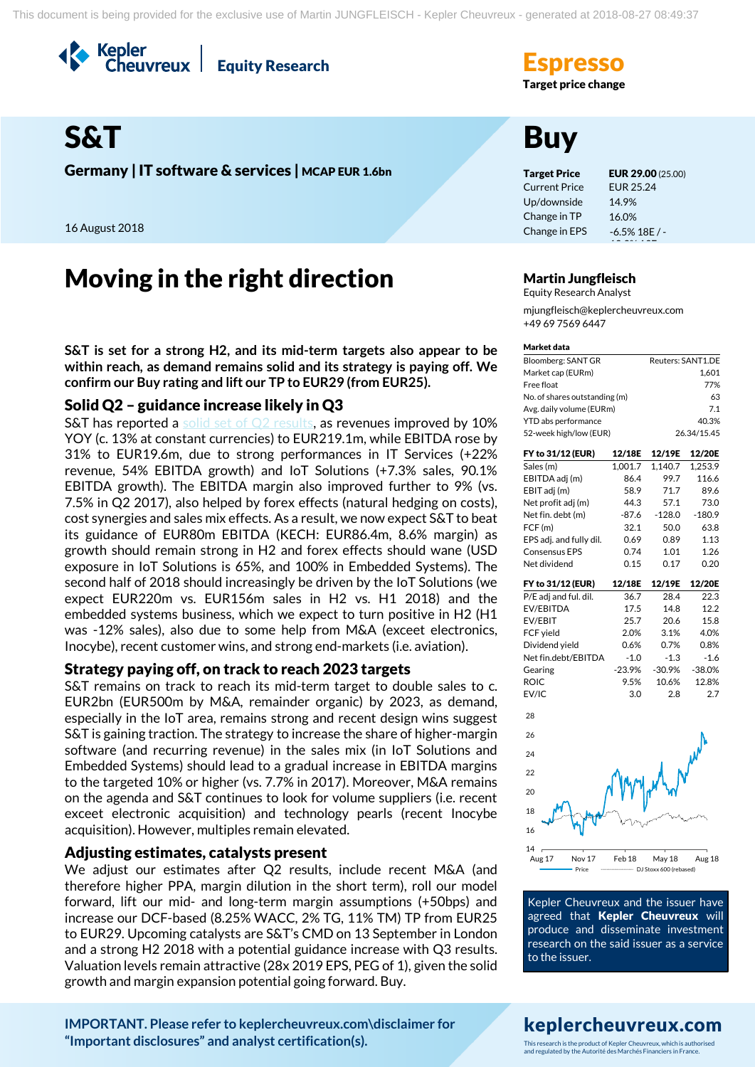Kepler Cheuvreux | Equity Research

# Espresso

**Target price change**

# S&T

**Germany | IT software & services | MCAP EUR 1.6bn**

16 August 2018

# Buy

| | |
|---|---|
| **Target Price** | **EUR 29.00** (25.00) |
| Current Price | EUR 25.24 |
| Up/downside | 14.9% |
| Change in TP | 16.0% |
| Change in EPS | -6.5% 18E / - |

**Martin Jungfleisch**
Equity Research Analyst
mjungfleisch@keplercheuvreux.com
+49 69 7569 6447

# Moving in the right direction

**S&T is set for a strong H2, and its mid-term targets also appear to be within reach, as demand remains solid and its strategy is paying off. We confirm our Buy rating and lift our TP to EUR29 (from EUR25).**

## Solid Q2 – guidance increase likely in Q3

S&T has reported a solid set of Q2 results, as revenues improved by 10% YOY (c. 13% at constant currencies) to EUR219.1m, while EBITDA rose by 31% to EUR19.6m, due to strong performances in IT Services (+22% revenue, 54% EBITDA growth) and IoT Solutions (+7.3% sales, 90.1% EBITDA growth). The EBITDA margin also improved further to 9% (vs. 7.5% in Q2 2017), also helped by forex effects (natural hedging on costs), cost synergies and sales mix effects. As a result, we now expect S&T to beat its guidance of EUR80m EBITDA (KECH: EUR86.4m, 8.6% margin) as growth should remain strong in H2 and forex effects should wane (USD exposure in IoT Solutions is 65%, and 100% in Embedded Systems). The second half of 2018 should increasingly be driven by the IoT Solutions (we expect EUR220m vs. EUR156m sales in H2 vs. H1 2018) and the embedded systems business, which we expect to turn positive in H2 (H1 was -12% sales), also due to some help from M&A (exceet electronics, Inocybe), recent customer wins, and strong end-markets (i.e. aviation).

## Strategy paying off, on track to reach 2023 targets

S&T remains on track to reach its mid-term target to double sales to c. EUR2bn (EUR500m by M&A, remainder organic) by 2023, as demand, especially in the IoT area, remains strong and recent design wins suggest S&T is gaining traction. The strategy to increase the share of higher-margin software (and recurring revenue) in the sales mix (in IoT Solutions and Embedded Systems) should lead to a gradual increase in EBITDA margins to the targeted 10% or higher (vs. 7.7% in 2017). Moreover, M&A remains on the agenda and S&T continues to look for volume suppliers (i.e. recent exceet electronic acquisition) and technology pearls (recent Inocybe acquisition). However, multiples remain elevated.

## Adjusting estimates, catalysts present

We adjust our estimates after Q2 results, include recent M&A (and therefore higher PPA, margin dilution in the short term), roll our model forward, lift our mid- and long-term margin assumptions (+50bps) and increase our DCF-based (8.25% WACC, 2% TG, 11% TM) TP from EUR25 to EUR29. Upcoming catalysts are S&T's CMD on 13 September in London and a strong H2 2018 with a potential guidance increase with Q3 results. Valuation levels remain attractive (28x 2019 EPS, PEG of 1), given the solid growth and margin expansion potential going forward. Buy.

**Market data**

| | |
|---|---|
| Bloomberg: SANT GR | Reuters: SANT1.DE |
| Market cap (EURm) | 1,601 |
| Free float | 77% |
| No. of shares outstanding (m) | 63 |
| Avg. daily volume (EURm) | 7.1 |
| YTD abs performance | 40.3% |
| 52-week high/low (EUR) | 26.34/15.45 |

| FY to 31/12 (EUR) | 12/18E | 12/19E | 12/20E |
|---|---|---|---|
| Sales (m) | 1,001.7 | 1,140.7 | 1,253.9 |
| EBITDA adj (m) | 86.4 | 99.7 | 116.6 |
| EBIT adj (m) | 58.9 | 71.7 | 89.6 |
| Net profit adj (m) | 44.3 | 57.1 | 73.0 |
| Net fin. debt (m) | -87.6 | -128.0 | -180.9 |
| FCF (m) | 32.1 | 50.0 | 63.8 |
| EPS adj. and fully dil. | 0.69 | 0.89 | 1.13 |
| Consensus EPS | 0.74 | 1.01 | 1.26 |
| Net dividend | 0.15 | 0.17 | 0.20 |

| FY to 31/12 (EUR) | 12/18E | 12/19E | 12/20E |
|---|---|---|---|
| P/E adj and ful. dil. | 36.7 | 28.4 | 22.3 |
| EV/EBITDA | 17.5 | 14.8 | 12.2 |
| EV/EBIT | 25.7 | 20.6 | 15.8 |
| FCF yield | 2.0% | 3.1% | 4.0% |
| Dividend yield | 0.6% | 0.7% | 0.8% |
| Net fin.debt/EBITDA | -1.0 | -1.3 | -1.6 |
| Gearing | -23.9% | -30.9% | -38.0% |
| ROIC | 9.5% | 10.6% | 12.8% |
| EV/IC | 3.0 | 2.8 | 2.7 |

28
26
24
22
20
18
16
14
Aug 17 Nov 17 Feb 18 May 18 Aug 18
Price DJ Stoxx 600 (rebased)

Kepler Cheuvreux and the issuer have agreed that **Kepler Cheuvreux** will produce and disseminate investment research on the said issuer as a service to the issuer.

**IMPORTANT. Please refer to keplercheuvreux.com\disclaimer for "Important disclosures" and analyst certification(s).**

**keplercheuvreux.com**

This research is the product of Kepler Cheuvreux, which is authorised and regulated by the Autorité des Marchés Financiers in France.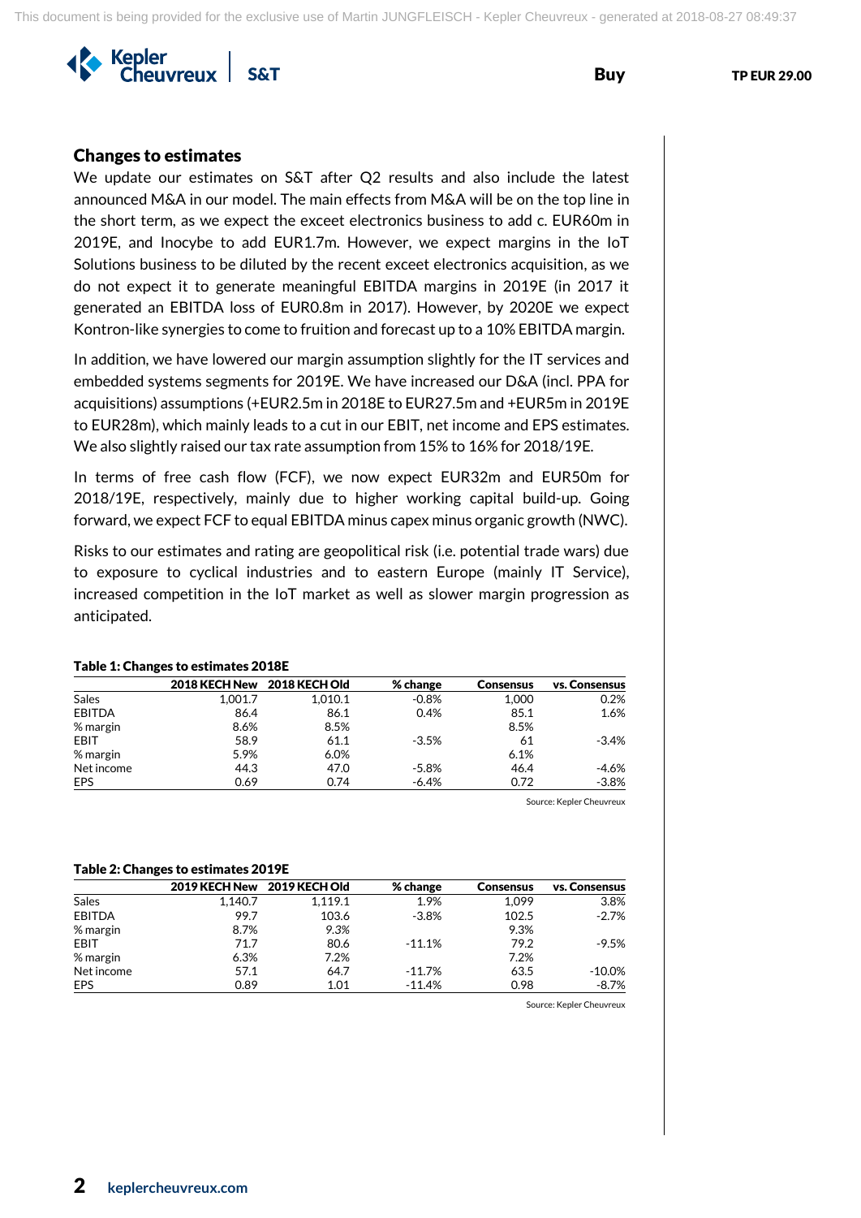## Changes to estimates

We update our estimates on S&T after Q2 results and also include the latest announced M&A in our model. The main effects from M&A will be on the top line in the short term, as we expect the exceet electronics business to add c. EUR60m in 2019E, and Inocybe to add EUR1.7m. However, we expect margins in the IoT Solutions business to be diluted by the recent exceet electronics acquisition, as we do not expect it to generate meaningful EBITDA margins in 2019E (in 2017 it generated an EBITDA loss of EUR0.8m in 2017). However, by 2020E we expect Kontron-like synergies to come to fruition and forecast up to a 10% EBITDA margin.

In addition, we have lowered our margin assumption slightly for the IT services and embedded systems segments for 2019E. We have increased our D&A (incl. PPA for acquisitions) assumptions (+EUR2.5m in 2018E to EUR27.5m and +EUR5m in 2019E to EUR28m), which mainly leads to a cut in our EBIT, net income and EPS estimates. We also slightly raised our tax rate assumption from 15% to 16% for 2018/19E.

In terms of free cash flow (FCF), we now expect EUR32m and EUR50m for 2018/19E, respectively, mainly due to higher working capital build-up. Going forward, we expect FCF to equal EBITDA minus capex minus organic growth (NWC).

Risks to our estimates and rating are geopolitical risk (i.e. potential trade wars) due to exposure to cyclical industries and to eastern Europe (mainly IT Service), increased competition in the IoT market as well as slower margin progression as anticipated.

**Table 1: Changes to estimates 2018E**

| | 2018 KECH New | 2018 KECH Old | % change | Consensus | vs. Consensus |
|---|---|---|---|---|---|
| Sales | 1,001.7 | 1,010.1 | -0.8% | 1,000 | 0.2% |
| EBITDA | 86.4 | 86.1 | 0.4% | 85.1 | 1.6% |
| % margin | 8.6% | 8.5% | | 8.5% | |
| EBIT | 58.9 | 61.1 | -3.5% | 61 | -3.4% |
| % margin | 5.9% | 6.0% | | 6.1% | |
| Net income | 44.3 | 47.0 | -5.8% | 46.4 | -4.6% |
| EPS | 0.69 | 0.74 | -6.4% | 0.72 | -3.8% |

Source: Kepler Cheuvreux

**Table 2: Changes to estimates 2019E**

| | 2019 KECH New | 2019 KECH Old | % change | Consensus | vs. Consensus |
|---|---|---|---|---|---|
| Sales | 1,140.7 | 1,119.1 | 1.9% | 1,099 | 3.8% |
| EBITDA | 99.7 | 103.6 | -3.8% | 102.5 | -2.7% |
| % margin | 8.7% | 9.3% | | 9.3% | |
| EBIT | 71.7 | 80.6 | -11.1% | 79.2 | -9.5% |
| % margin | 6.3% | 7.2% | | 7.2% | |
| Net income | 57.1 | 64.7 | -11.7% | 63.5 | -10.0% |
| EPS | 0.89 | 1.01 | -11.4% | 0.98 | -8.7% |

Source: Kepler Cheuvreux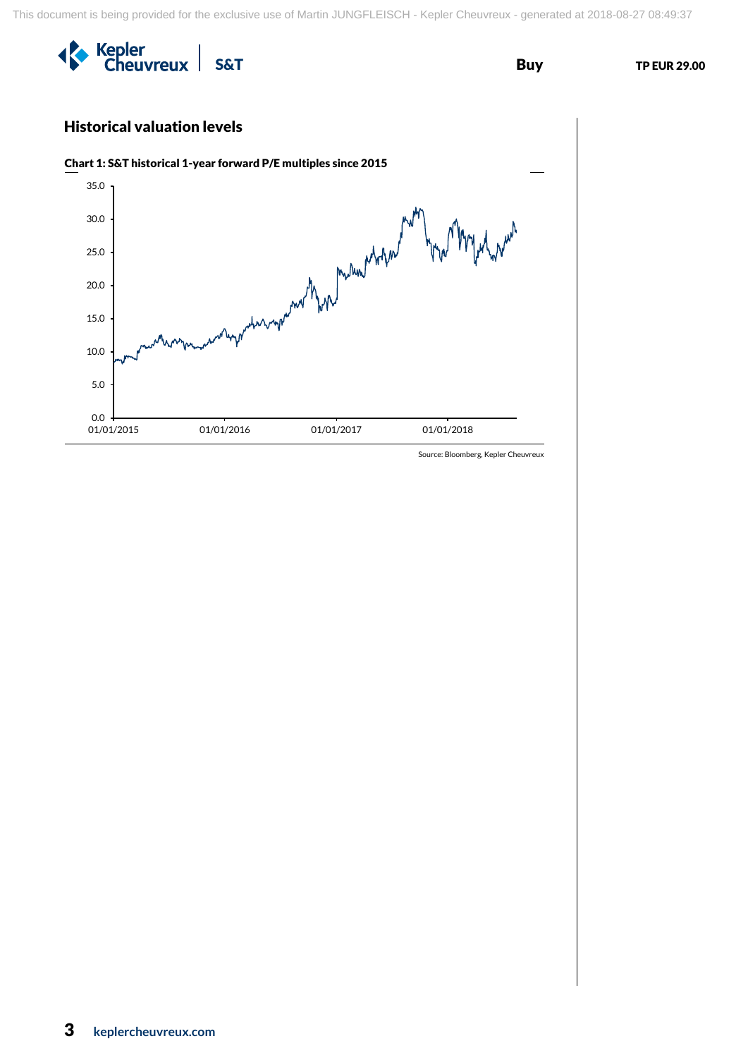## Historical valuation levels

**Chart 1: S&T historical 1-year forward P/E multiples since 2015**

35.0
30.0
25.0
20.0
15.0
10.0
5.0
0.0

01/01/2015
01/01/2016
01/01/2017
01/01/2018

Source: Bloomberg, Kepler Cheuvreux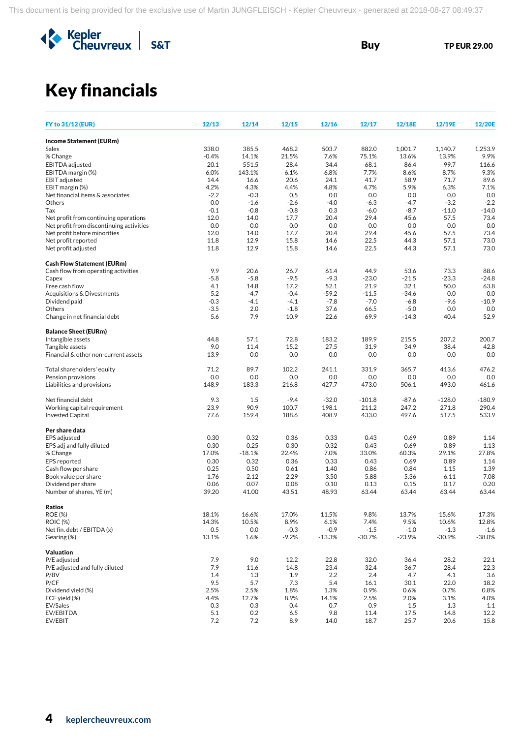Buy TP EUR 29.00

# Key financials

| FY to 31/12 (EUR) | 12/13 | 12/14 | 12/15 | 12/16 | 12/17 | 12/18E | 12/19E | 12/20E |
|---|---|---|---|---|---|---|---|---|
| **Income Statement (EURm)** | | | | | | | | |
| Sales | 338.0 | 385.5 | 468.2 | 503.7 | 882.0 | 1,001.7 | 1,140.7 | 1,253.9 |
| % Change | -0.4% | 14.1% | 21.5% | 7.6% | 75.1% | 13.6% | 13.9% | 9.9% |
| EBITDA adjusted | 20.1 | 551.5 | 28.4 | 34.4 | 68.1 | 86.4 | 99.7 | 116.6 |
| EBITDA margin (%) | 6.0% | 143.1% | 6.1% | 6.8% | 7.7% | 8.6% | 8.7% | 9.3% |
| EBIT adjusted | 14.4 | 16.6 | 20.6 | 24.1 | 41.7 | 58.9 | 71.7 | 89.6 |
| EBIT margin (%) | 4.2% | 4.3% | 4.4% | 4.8% | 4.7% | 5.9% | 6.3% | 7.1% |
| Net financial items & associates | -2.2 | -0.3 | 0.5 | 0.0 | 0.0 | 0.0 | 0.0 | 0.0 |
| Others | 0.0 | -1.6 | -2.6 | -4.0 | -6.3 | -4.7 | -3.2 | -2.2 |
| Tax | -0.1 | -0.8 | -0.8 | 0.3 | -6.0 | -8.7 | -11.0 | -14.0 |
| Net profit from continuing operations | 12.0 | 14.0 | 17.7 | 20.4 | 29.4 | 45.6 | 57.5 | 73.4 |
| Net profit from discontinuing activities | 0.0 | 0.0 | 0.0 | 0.0 | 0.0 | 0.0 | 0.0 | 0.0 |
| Net profit before minorities | 12.0 | 14.0 | 17.7 | 20.4 | 29.4 | 45.6 | 57.5 | 73.4 |
| Net profit reported | 11.8 | 12.9 | 15.8 | 14.6 | 22.5 | 44.3 | 57.1 | 73.0 |
| Net profit adjusted | 11.8 | 12.9 | 15.8 | 14.6 | 22.5 | 44.3 | 57.1 | 73.0 |
| **Cash Flow Statement (EURm)** | | | | | | | | |
| Cash flow from operating activities | 9.9 | 20.6 | 26.7 | 61.4 | 44.9 | 53.6 | 73.3 | 88.6 |
| Capex | -5.8 | -5.8 | -9.5 | -9.3 | -23.0 | -21.5 | -23.3 | -24.8 |
| Free cash flow | 4.1 | 14.8 | 17.2 | 52.1 | 21.9 | 32.1 | 50.0 | 63.8 |
| Acquisitions & Divestments | 5.2 | -4.7 | -0.4 | -59.2 | -11.5 | -34.6 | 0.0 | 0.0 |
| Dividend paid | -0.3 | -4.1 | -4.1 | -7.8 | -7.0 | -6.8 | -9.6 | -10.9 |
| Others | -3.5 | 2.0 | -1.8 | 37.6 | 66.5 | -5.0 | 0.0 | 0.0 |
| Change in net financial debt | 5.6 | 7.9 | 10.9 | 22.6 | 69.9 | -14.3 | 40.4 | 52.9 |
| **Balance Sheet (EURm)** | | | | | | | | |
| Intangible assets | 44.8 | 57.1 | 72.8 | 183.2 | 189.9 | 215.5 | 207.2 | 200.7 |
| Tangible assets | 9.0 | 11.4 | 15.2 | 27.5 | 31.9 | 34.9 | 38.4 | 42.8 |
| Financial & other non-current assets | 13.9 | 0.0 | 0.0 | 0.0 | 0.0 | 0.0 | 0.0 | 0.0 |
| Total shareholders' equity | 71.2 | 89.7 | 102.2 | 241.1 | 331.9 | 365.7 | 413.6 | 476.2 |
| Pension provisions | 0.0 | 0.0 | 0.0 | 0.0 | 0.0 | 0.0 | 0.0 | 0.0 |
| Liabilities and provisions | 148.9 | 183.3 | 216.8 | 427.7 | 473.0 | 506.1 | 493.0 | 461.6 |
| Net financial debt | 9.3 | 1.5 | -9.4 | -32.0 | -101.8 | -87.6 | -128.0 | -180.9 |
| Working capital requirement | 23.9 | 90.9 | 100.7 | 198.1 | 211.2 | 247.2 | 271.8 | 290.4 |
| Invested Capital | 77.6 | 159.4 | 188.6 | 408.9 | 433.0 | 497.6 | 517.5 | 533.9 |
| **Per share data** | | | | | | | | |
| EPS adjusted | 0.30 | 0.32 | 0.36 | 0.33 | 0.43 | 0.69 | 0.89 | 1.14 |
| EPS adj and fully diluted | 0.30 | 0.25 | 0.30 | 0.32 | 0.43 | 0.69 | 0.89 | 1.13 |
| % Change | 17.0% | -18.1% | 22.4% | 7.0% | 33.0% | 60.3% | 29.1% | 27.8% |
| EPS reported | 0.30 | 0.32 | 0.36 | 0.33 | 0.43 | 0.69 | 0.89 | 1.14 |
| Cash flow per share | 0.25 | 0.50 | 0.61 | 1.40 | 0.86 | 0.84 | 1.15 | 1.39 |
| Book value per share | 1.76 | 2.12 | 2.29 | 3.50 | 5.88 | 5.36 | 6.11 | 7.08 |
| Dividend per share | 0.06 | 0.07 | 0.08 | 0.10 | 0.13 | 0.15 | 0.17 | 0.20 |
| Number of shares, YE (m) | 39.20 | 41.00 | 43.51 | 48.93 | 63.44 | 63.44 | 63.44 | 63.44 |
| **Ratios** | | | | | | | | |
| ROE (%) | 18.1% | 16.6% | 17.0% | 11.5% | 9.8% | 13.7% | 15.6% | 17.3% |
| ROIC (%) | 14.3% | 10.5% | 8.9% | 6.1% | 7.4% | 9.5% | 10.6% | 12.8% |
| Net fin. debt / EBITDA (x) | 0.5 | 0.0 | -0.3 | -0.9 | -1.5 | -1.0 | -1.3 | -1.6 |
| Gearing (%) | 13.1% | 1.6% | -9.2% | -13.3% | -30.7% | -23.9% | -30.9% | -38.0% |
| **Valuation** | | | | | | | | |
| P/E adjusted | 7.9 | 9.0 | 12.2 | 22.8 | 32.0 | 36.4 | 28.2 | 22.1 |
| P/E adjusted and fully diluted | 7.9 | 11.6 | 14.8 | 23.4 | 32.4 | 36.7 | 28.4 | 22.3 |
| P/BV | 1.4 | 1.3 | 1.9 | 2.2 | 2.4 | 4.7 | 4.1 | 3.6 |
| P/CF | 9.5 | 5.7 | 7.3 | 5.4 | 16.1 | 30.1 | 22.0 | 18.2 |
| Dividend yield (%) | 2.5% | 2.5% | 1.8% | 1.3% | 0.9% | 0.6% | 0.7% | 0.8% |
| FCF yield (%) | 4.4% | 12.7% | 8.9% | 14.1% | 2.5% | 2.0% | 3.1% | 4.0% |
| EV/Sales | 0.3 | 0.3 | 0.4 | 0.7 | 0.9 | 1.5 | 1.3 | 1.1 |
| EV/EBITDA | 5.1 | 0.2 | 6.5 | 9.8 | 11.4 | 17.5 | 14.8 | 12.2 |
| EV/EBIT | 7.2 | 7.2 | 8.9 | 14.0 | 18.7 | 25.7 | 20.6 | 15.8 |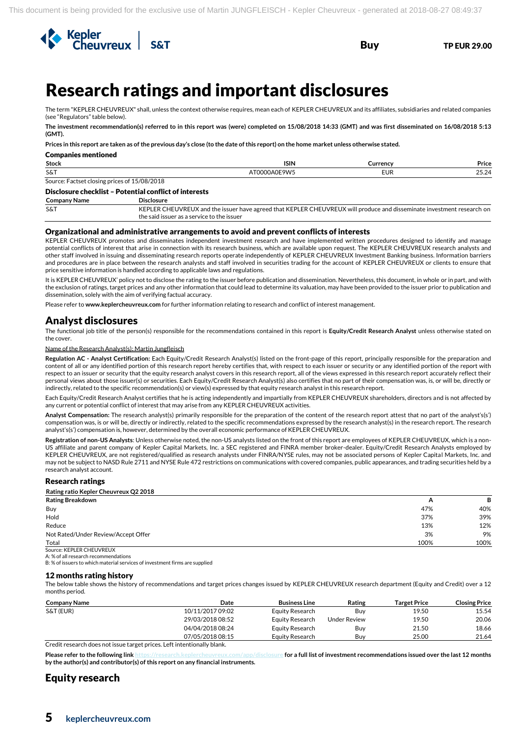# Research ratings and important disclosures

The term "KEPLER CHEUVREUX" shall, unless the context otherwise requires, mean each of KEPLER CHEUVREUX and its affiliates, subsidiaries and related companies (see "Regulators" table below).

**The investment recommendation(s) referred to in this report was (were) completed on 15/08/2018 14:33 (GMT) and was first disseminated on 16/08/2018 5:13 (GMT).**

**Prices in this report are taken as of the previous day's close (to the date of this report) on the home market unless otherwise stated.**

### Companies mentioned

| Stock | ISIN | Currency | Price |
|---|---|---|---|
| S&T | AT0000A0E9W5 | EUR | 25.24 |

Source: Factset closing prices of 15/08/2018

### Disclosure checklist – Potential conflict of interests

| Company Name | Disclosure |
|---|---|
| S&T | KEPLER CHEUVREUX and the issuer have agreed that KEPLER CHEUVREUX will produce and disseminate investment research on the said issuer as a service to the issuer |

### Organizational and administrative arrangements to avoid and prevent conflicts of interests

KEPLER CHEUVREUX promotes and disseminates independent investment research and have implemented written procedures designed to identify and manage potential conflicts of interest that arise in connection with its research business, which are available upon request. The KEPLER CHEUVREUX research analysts and other staff involved in issuing and disseminating research reports operate independently of KEPLER CHEUVREUX Investment Banking business. Information barriers and procedures are in place between the research analysts and staff involved in securities trading for the account of KEPLER CHEUVREUX or clients to ensure that price sensitive information is handled according to applicable laws and regulations.

It is KEPLER CHEUVREUX' policy not to disclose the rating to the issuer before publication and dissemination. Nevertheless, this document, in whole or in part, and with the exclusion of ratings, target prices and any other information that could lead to determine its valuation, may have been provided to the issuer prior to publication and dissemination, solely with the aim of verifying factual accuracy.

Please refer to **www.keplercheuvreux.com** for further information relating to research and conflict of interest management.

## Analyst disclosures

The functional job title of the person(s) responsible for the recommendations contained in this report is **Equity/Credit Research Analyst** unless otherwise stated on the cover.

Name of the Research Analyst(s): Martin Jungfleisch

**Regulation AC - Analyst Certification:** Each Equity/Credit Research Analyst(s) listed on the front-page of this report, principally responsible for the preparation and content of all or any identified portion of this research report hereby certifies that, with respect to each issuer or security or any identified portion of the report with respect to an issuer or security that the equity research analyst covers in this research report, all of the views expressed in this research report accurately reflect their personal views about those issuer(s) or securities. Each Equity/Credit Research Analyst(s) also certifies that no part of their compensation was, is, or will be, directly or indirectly, related to the specific recommendation(s) or view(s) expressed by that equity research analyst in this research report.

Each Equity/Credit Research Analyst certifies that he is acting independently and impartially from KEPLER CHEUVREUX shareholders, directors and is not affected by any current or potential conflict of interest that may arise from any KEPLER CHEUVREUX activities.

**Analyst Compensation:** The research analyst(s) primarily responsible for the preparation of the content of the research report attest that no part of the analyst's(s') compensation was, is or will be, directly or indirectly, related to the specific recommendations expressed by the research analyst(s) in the research report. The research analyst's(s') compensation is, however, determined by the overall economic performance of KEPLER CHEUVREUX.

**Registration of non-US Analysts**: Unless otherwise noted, the non-US analysts listed on the front of this report are employees of KEPLER CHEUVREUX, which is a non-US affiliate and parent company of Kepler Capital Markets, Inc. a SEC registered and FINRA member broker-dealer. Equity/Credit Research Analysts employed by KEPLER CHEUVREUX, are not registered/qualified as research analysts under FINRA/NYSE rules, may not be associated persons of Kepler Capital Markets, Inc. and may not be subject to NASD Rule 2711 and NYSE Rule 472 restrictions on communications with covered companies, public appearances, and trading securities held by a research analyst account.

### Research ratings

**Rating ratio Kepler Cheuvreux Q2 2018**

| Rating Breakdown | A | B |
|---|---|---|
| Buy | 47% | 40% |
| Hold | 37% | 39% |
| Reduce | 13% | 12% |
| Not Rated/Under Review/Accept Offer | 3% | 9% |
| Total | 100% | 100% |

Source: KEPLER CHEUVREUX
A: % of all research recommendations
B: % of issuers to which material services of investment firms are supplied

### 12 months rating history

The below table shows the history of recommendations and target prices changes issued by KEPLER CHEUVREUX research department (Equity and Credit) over a 12 months period.

| Company Name | Date | Business Line | Rating | Target Price | Closing Price |
|---|---|---|---|---|---|
| S&T (EUR) | 10/11/2017 09:02 | Equity Research | Buy | 19.50 | 15.54 |
| | 29/03/2018 08:52 | Equity Research | Under Review | 19.50 | 20.06 |
| | 04/04/2018 08:24 | Equity Research | Buy | 21.50 | 18.66 |
| | 07/05/2018 08:15 | Equity Research | Buy | 25.00 | 21.64 |

Credit research does not issue target prices. Left intentionally blank.

**Please refer to the following link https://research.keplercheuvreux.com/app/disclosure for a full list of investment recommendations issued over the last 12 months by the author(s) and contributor(s) of this report on any financial instruments.**

## Equity research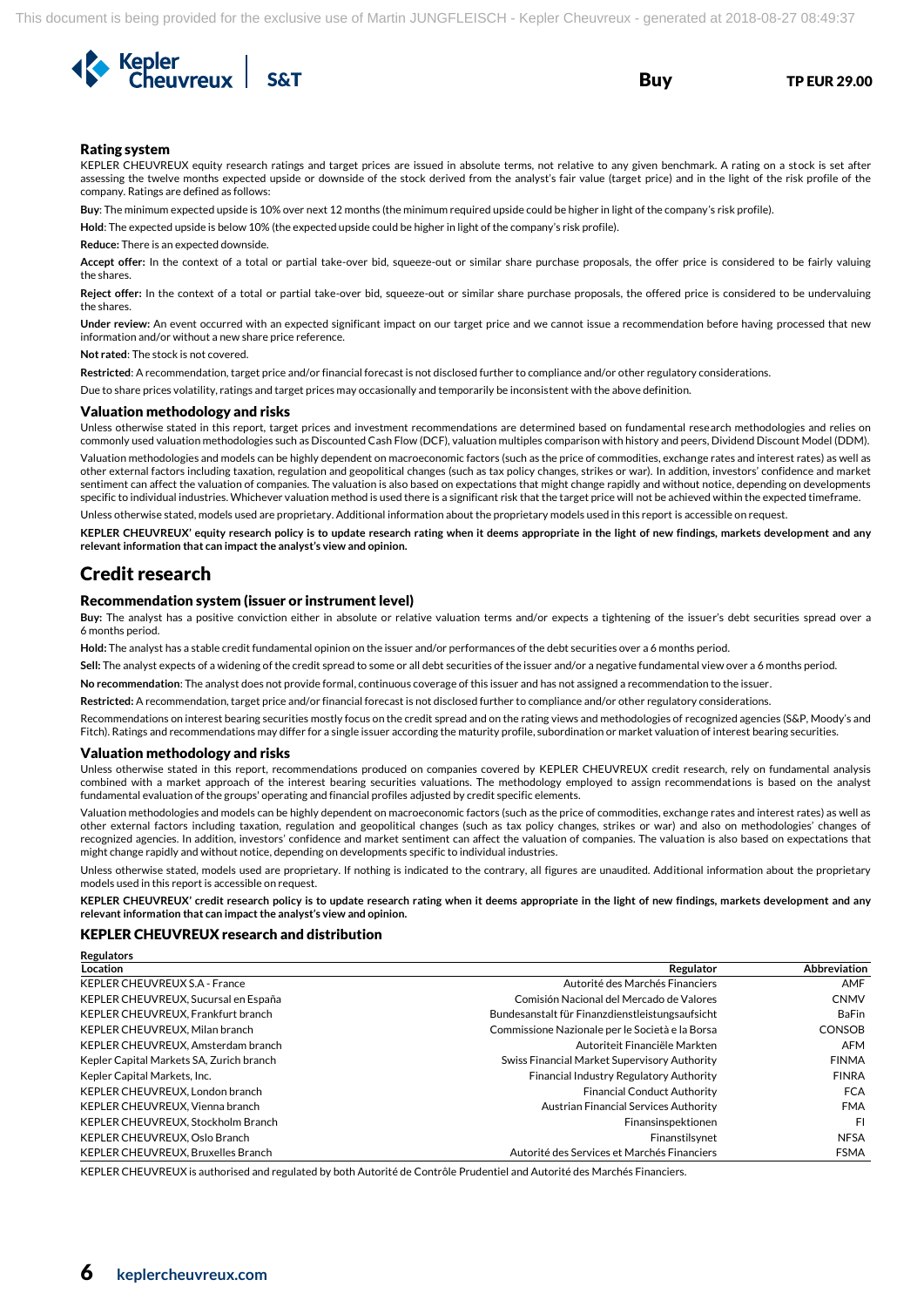## Rating system

KEPLER CHEUVREUX equity research ratings and target prices are issued in absolute terms, not relative to any given benchmark. A rating on a stock is set after assessing the twelve months expected upside or downside of the stock derived from the analyst's fair value (target price) and in the light of the risk profile of the company. Ratings are defined as follows:

**Buy**: The minimum expected upside is 10% over next 12 months (the minimum required upside could be higher in light of the company's risk profile).

**Hold**: The expected upside is below 10% (the expected upside could be higher in light of the company's risk profile).

**Reduce:** There is an expected downside.

**Accept offer:** In the context of a total or partial take-over bid, squeeze-out or similar share purchase proposals, the offer price is considered to be fairly valuing the shares.

**Reject offer:** In the context of a total or partial take-over bid, squeeze-out or similar share purchase proposals, the offered price is considered to be undervaluing the shares.

**Under review:** An event occurred with an expected significant impact on our target price and we cannot issue a recommendation before having processed that new information and/or without a new share price reference.

**Not rated**: The stock is not covered.

**Restricted**: A recommendation, target price and/or financial forecast is not disclosed further to compliance and/or other regulatory considerations.

Due to share prices volatility, ratings and target prices may occasionally and temporarily be inconsistent with the above definition.

## Valuation methodology and risks

Unless otherwise stated in this report, target prices and investment recommendations are determined based on fundamental research methodologies and relies on commonly used valuation methodologies such as Discounted Cash Flow (DCF), valuation multiples comparison with history and peers, Dividend Discount Model (DDM).

Valuation methodologies and models can be highly dependent on macroeconomic factors (such as the price of commodities, exchange rates and interest rates) as well as other external factors including taxation, regulation and geopolitical changes (such as tax policy changes, strikes or war). In addition, investors' confidence and market sentiment can affect the valuation of companies. The valuation is also based on expectations that might change rapidly and without notice, depending on developments specific to individual industries. Whichever valuation method is used there is a significant risk that the target price will not be achieved within the expected timeframe.

Unless otherwise stated, models used are proprietary. Additional information about the proprietary models used in this report is accessible on request.

**KEPLER CHEUVREUX' equity research policy is to update research rating when it deems appropriate in the light of new findings, markets development and any relevant information that can impact the analyst's view and opinion.**

# Credit research

## Recommendation system (issuer or instrument level)

**Buy:** The analyst has a positive conviction either in absolute or relative valuation terms and/or expects a tightening of the issuer's debt securities spread over a 6 months period.

**Hold:** The analyst has a stable credit fundamental opinion on the issuer and/or performances of the debt securities over a 6 months period.

**Sell:** The analyst expects of a widening of the credit spread to some or all debt securities of the issuer and/or a negative fundamental view over a 6 months period.

**No recommendation**: The analyst does not provide formal, continuous coverage of this issuer and has not assigned a recommendation to the issuer.

**Restricted:** A recommendation, target price and/or financial forecast is not disclosed further to compliance and/or other regulatory considerations.

Recommendations on interest bearing securities mostly focus on the credit spread and on the rating views and methodologies of recognized agencies (S&P, Moody's and Fitch). Ratings and recommendations may differ for a single issuer according the maturity profile, subordination or market valuation of interest bearing securities.

## Valuation methodology and risks

Unless otherwise stated in this report, recommendations produced on companies covered by KEPLER CHEUVREUX credit research, rely on fundamental analysis combined with a market approach of the interest bearing securities valuations. The methodology employed to assign recommendations is based on the analyst fundamental evaluation of the groups' operating and financial profiles adjusted by credit specific elements.

Valuation methodologies and models can be highly dependent on macroeconomic factors (such as the price of commodities, exchange rates and interest rates) as well as other external factors including taxation, regulation and geopolitical changes (such as tax policy changes, strikes or war) and also on methodologies' changes of recognized agencies. In addition, investors' confidence and market sentiment can affect the valuation of companies. The valuation is also based on expectations that might change rapidly and without notice, depending on developments specific to individual industries.

Unless otherwise stated, models used are proprietary. If nothing is indicated to the contrary, all figures are unaudited. Additional information about the proprietary models used in this report is accessible on request.

**KEPLER CHEUVREUX' credit research policy is to update research rating when it deems appropriate in the light of new findings, markets development and any relevant information that can impact the analyst's view and opinion.**

## KEPLER CHEUVREUX research and distribution

**Regulators**

| Location | Regulator | Abbreviation |
|---|---|---|
| KEPLER CHEUVREUX S.A - France | Autorité des Marchés Financiers | AMF |
| KEPLER CHEUVREUX, Sucursal en España | Comisión Nacional del Mercado de Valores | CNMV |
| KEPLER CHEUVREUX, Frankfurt branch | Bundesanstalt für Finanzdienstleistungsaufsicht | BaFin |
| KEPLER CHEUVREUX, Milan branch | Commissione Nazionale per le Società e la Borsa | CONSOB |
| KEPLER CHEUVREUX, Amsterdam branch | Autoriteit Financiële Markten | AFM |
| Kepler Capital Markets SA, Zurich branch | Swiss Financial Market Supervisory Authority | FINMA |
| Kepler Capital Markets, Inc. | Financial Industry Regulatory Authority | FINRA |
| KEPLER CHEUVREUX, London branch | Financial Conduct Authority | FCA |
| KEPLER CHEUVREUX, Vienna branch | Austrian Financial Services Authority | FMA |
| KEPLER CHEUVREUX, Stockholm Branch | Finansinspektionen | FI |
| KEPLER CHEUVREUX, Oslo Branch | Finanstilsynet | NFSA |
| KEPLER CHEUVREUX, Bruxelles Branch | Autorité des Services et Marchés Financiers | FSMA |

KEPLER CHEUVREUX is authorised and regulated by both Autorité de Contrôle Prudentiel and Autorité des Marchés Financiers.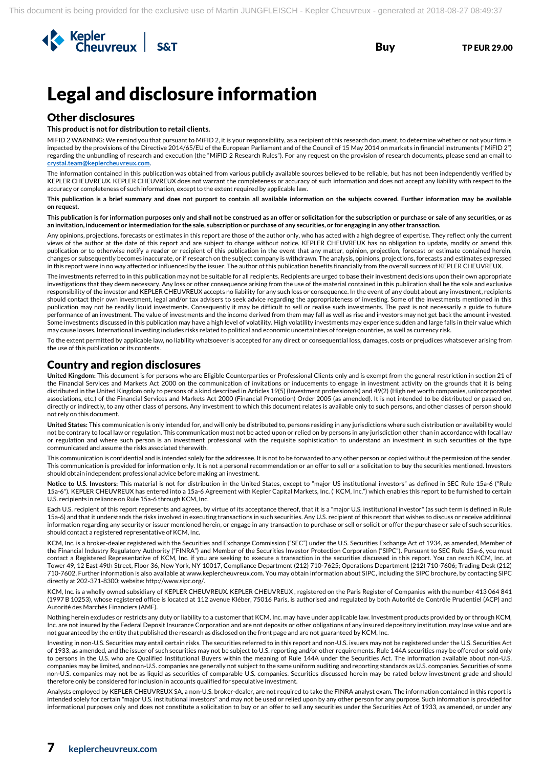# Legal and disclosure information

## Other disclosures

**This product is not for distribution to retail clients.**

MIFID 2 WARNING: We remind you that pursuant to MiFID 2, it is your responsibility, as a recipient of this research document, to determine whether or not your firm is impacted by the provisions of the Directive 2014/65/EU of the European Parliament and of the Council of 15 May 2014 on markets in financial instruments ("MiFID 2") regarding the unbundling of research and execution (the "MiFID 2 Research Rules"). For any request on the provision of research documents, please send an email to crystal.team@keplercheuvreux.com.

The information contained in this publication was obtained from various publicly available sources believed to be reliable, but has not been independently verified by KEPLER CHEUVREUX. KEPLER CHEUVREUX does not warrant the completeness or accuracy of such information and does not accept any liability with respect to the accuracy or completeness of such information, except to the extent required by applicable law.

**This publication is a brief summary and does not purport to contain all available information on the subjects covered. Further information may be available on request.**

**This publication is for information purposes only and shall not be construed as an offer or solicitation for the subscription or purchase or sale of any securities, or as an invitation, inducement or intermediation for the sale, subscription or purchase of any securities, or for engaging in any other transaction.**

Any opinions, projections, forecasts or estimates in this report are those of the author only, who has acted with a high degree of expertise. They reflect only the current views of the author at the date of this report and are subject to change without notice. KEPLER CHEUVREUX has no obligation to update, modify or amend this publication or to otherwise notify a reader or recipient of this publication in the event that any matter, opinion, projection, forecast or estimate contained herein, changes or subsequently becomes inaccurate, or if research on the subject company is withdrawn. The analysis, opinions, projections, forecasts and estimates expressed in this report were in no way affected or influenced by the issuer. The author of this publication benefits financially from the overall success of KEPLER CHEUVREUX.

The investments referred to in this publication may not be suitable for all recipients. Recipients are urged to base their investment decisions upon their own appropriate investigations that they deem necessary. Any loss or other consequence arising from the use of the material contained in this publication shall be the sole and exclusive responsibility of the investor and KEPLER CHEUVREUX accepts no liability for any such loss or consequence. In the event of any doubt about any investment, recipients should contact their own investment, legal and/or tax advisers to seek advice regarding the appropriateness of investing. Some of the investments mentioned in this publication may not be readily liquid investments. Consequently it may be difficult to sell or realise such investments. The past is not necessarily a guide to future performance of an investment. The value of investments and the income derived from them may fall as well as rise and investors may not get back the amount invested. Some investments discussed in this publication may have a high level of volatility. High volatility investments may experience sudden and large falls in their value which may cause losses. International investing includes risks related to political and economic uncertainties of foreign countries, as well as currency risk.

To the extent permitted by applicable law, no liability whatsoever is accepted for any direct or consequential loss, damages, costs or prejudices whatsoever arising from the use of this publication or its contents.

## Country and region disclosures

**United Kingdom:** This document is for persons who are Eligible Counterparties or Professional Clients only and is exempt from the general restriction in section 21 of the Financial Services and Markets Act 2000 on the communication of invitations or inducements to engage in investment activity on the grounds that it is being distributed in the United Kingdom only to persons of a kind described in Articles 19(5) (Investment professionals) and 49(2) (High net worth companies, unincorporated associations, etc.) of the Financial Services and Markets Act 2000 (Financial Promotion) Order 2005 (as amended). It is not intended to be distributed or passed on, directly or indirectly, to any other class of persons. Any investment to which this document relates is available only to such persons, and other classes of person should not rely on this document.

**United States:** This communication is only intended for, and will only be distributed to, persons residing in any jurisdictions where such distribution or availability would not be contrary to local law or regulation. This communication must not be acted upon or relied on by persons in any jurisdiction other than in accordance with local law or regulation and where such person is an investment professional with the requisite sophistication to understand an investment in such securities of the type communicated and assume the risks associated therewith.

This communication is confidential and is intended solely for the addressee. It is not to be forwarded to any other person or copied without the permission of the sender. This communication is provided for information only. It is not a personal recommendation or an offer to sell or a solicitation to buy the securities mentioned. Investors should obtain independent professional advice before making an investment.

**Notice to U.S. Investors:** This material is not for distribution in the United States, except to "major US institutional investors" as defined in SEC Rule 15a-6 ("Rule 15a-6"). KEPLER CHEUVREUX has entered into a 15a-6 Agreement with Kepler Capital Markets, Inc. ("KCM, Inc.") which enables this report to be furnished to certain U.S. recipients in reliance on Rule 15a-6 through KCM, Inc.

Each U.S. recipient of this report represents and agrees, by virtue of its acceptance thereof, that it is a "major U.S. institutional investor" (as such term is defined in Rule 15a-6) and that it understands the risks involved in executing transactions in such securities. Any U.S. recipient of this report that wishes to discuss or receive additional information regarding any security or issuer mentioned herein, or engage in any transaction to purchase or sell or solicit or offer the purchase or sale of such securities, should contact a registered representative of KCM, Inc.

KCM, Inc. is a broker-dealer registered with the Securities and Exchange Commission ("SEC") under the U.S. Securities Exchange Act of 1934, as amended, Member of the Financial Industry Regulatory Authority ("FINRA") and Member of the Securities Investor Protection Corporation ("SIPC"). Pursuant to SEC Rule 15a-6, you must contact a Registered Representative of KCM, Inc. if you are seeking to execute a transaction in the securities discussed in this report. You can reach KCM, Inc. at Tower 49, 12 East 49th Street, Floor 36, New York, NY 10017, Compliance Department (212) 710-7625; Operations Department (212) 710-7606; Trading Desk (212) 710-7602. Further information is also available at www.keplercheuvreux.com. You may obtain information about SIPC, including the SIPC brochure, by contacting SIPC directly at 202-371-8300; website: http://www.sipc.org/.

KCM, Inc. is a wholly owned subsidiary of KEPLER CHEUVREUX. KEPLER CHEUVREUX , registered on the Paris Register of Companies with the number 413 064 841 (1997 B 10253), whose registered office is located at 112 avenue Kléber, 75016 Paris, is authorised and regulated by both Autorité de Contrôle Prudentiel (ACP) and Autorité des Marchés Financiers (AMF).

Nothing herein excludes or restricts any duty or liability to a customer that KCM, Inc. may have under applicable law. Investment products provided by or through KCM, Inc. are not insured by the Federal Deposit Insurance Corporation and are not deposits or other obligations of any insured depository institution, may lose value and are not guaranteed by the entity that published the research as disclosed on the front page and are not guaranteed by KCM, Inc.

Investing in non-U.S. Securities may entail certain risks. The securities referred to in this report and non-U.S. issuers may not be registered under the U.S. Securities Act of 1933, as amended, and the issuer of such securities may not be subject to U.S. reporting and/or other requirements. Rule 144A securities may be offered or sold only to persons in the U.S. who are Qualified Institutional Buyers within the meaning of Rule 144A under the Securities Act. The information available about non-U.S. companies may be limited, and non-U.S. companies are generally not subject to the same uniform auditing and reporting standards as U.S. companies. Securities of some non-U.S. companies may not be as liquid as securities of comparable U.S. companies. Securities discussed herein may be rated below investment grade and should therefore only be considered for inclusion in accounts qualified for speculative investment.

Analysts employed by KEPLER CHEUVREUX SA, a non-U.S. broker-dealer, are not required to take the FINRA analyst exam. The information contained in this report is intended solely for certain "major U.S. institutional investors" and may not be used or relied upon by any other person for any purpose. Such information is provided for informational purposes only and does not constitute a solicitation to buy or an offer to sell any securities under the Securities Act of 1933, as amended, or under any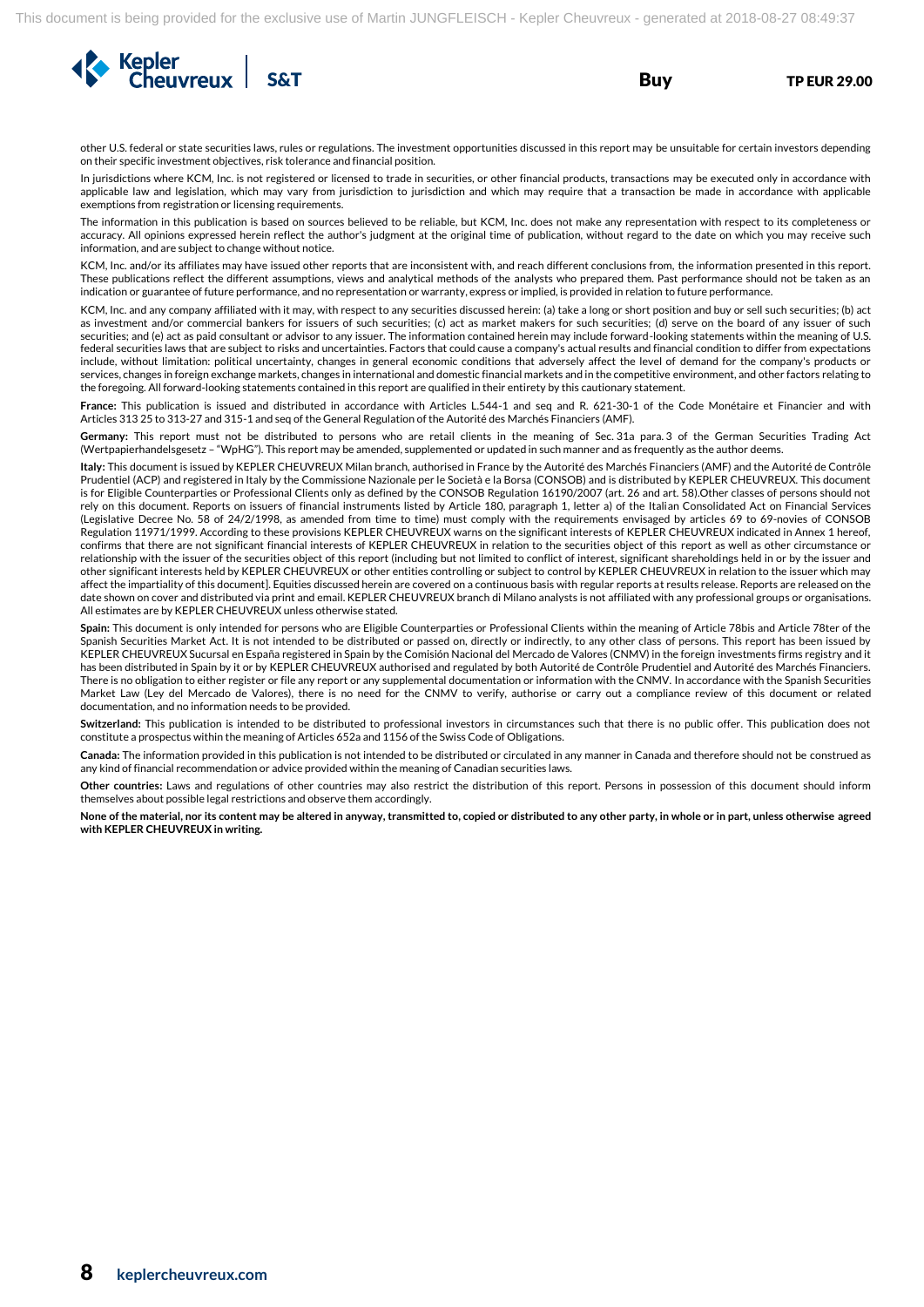other U.S. federal or state securities laws, rules or regulations. The investment opportunities discussed in this report may be unsuitable for certain investors depending on their specific investment objectives, risk tolerance and financial position.

In jurisdictions where KCM, Inc. is not registered or licensed to trade in securities, or other financial products, transactions may be executed only in accordance with applicable law and legislation, which may vary from jurisdiction to jurisdiction and which may require that a transaction be made in accordance with applicable exemptions from registration or licensing requirements.

The information in this publication is based on sources believed to be reliable, but KCM, Inc. does not make any representation with respect to its completeness or accuracy. All opinions expressed herein reflect the author's judgment at the original time of publication, without regard to the date on which you may receive such information, and are subject to change without notice.

KCM, Inc. and/or its affiliates may have issued other reports that are inconsistent with, and reach different conclusions from, the information presented in this report. These publications reflect the different assumptions, views and analytical methods of the analysts who prepared them. Past performance should not be taken as an indication or guarantee of future performance, and no representation or warranty, express or implied, is provided in relation to future performance.

KCM, Inc. and any company affiliated with it may, with respect to any securities discussed herein: (a) take a long or short position and buy or sell such securities; (b) act as investment and/or commercial bankers for issuers of such securities; (c) act as market makers for such securities; (d) serve on the board of any issuer of such securities; and (e) act as paid consultant or advisor to any issuer. The information contained herein may include forward-looking statements within the meaning of U.S. federal securities laws that are subject to risks and uncertainties. Factors that could cause a company's actual results and financial condition to differ from expectations include, without limitation: political uncertainty, changes in general economic conditions that adversely affect the level of demand for the company's products or services, changes in foreign exchange markets, changes in international and domestic financial markets and in the competitive environment, and other factors relating to the foregoing. All forward-looking statements contained in this report are qualified in their entirety by this cautionary statement.

**France:** This publication is issued and distributed in accordance with Articles L.544-1 and seq and R. 621-30-1 of the Code Monétaire et Financier and with Articles 313 25 to 313-27 and 315-1 and seq of the General Regulation of the Autorité des Marchés Financiers (AMF).

**Germany:** This report must not be distributed to persons who are retail clients in the meaning of Sec. 31a para. 3 of the German Securities Trading Act (Wertpapierhandelsgesetz – "WpHG"). This report may be amended, supplemented or updated in such manner and as frequently as the author deems.

**Italy:** This document is issued by KEPLER CHEUVREUX Milan branch, authorised in France by the Autorité des Marchés Financiers (AMF) and the Autorité de Contrôle Prudentiel (ACP) and registered in Italy by the Commissione Nazionale per le Società e la Borsa (CONSOB) and is distributed by KEPLER CHEUVREUX. This document is for Eligible Counterparties or Professional Clients only as defined by the CONSOB Regulation 16190/2007 (art. 26 and art. 58).Other classes of persons should not rely on this document. Reports on issuers of financial instruments listed by Article 180, paragraph 1, letter a) of the Italian Consolidated Act on Financial Services (Legislative Decree No. 58 of 24/2/1998, as amended from time to time) must comply with the requirements envisaged by articles 69 to 69-novies of CONSOB Regulation 11971/1999. According to these provisions KEPLER CHEUVREUX warns on the significant interests of KEPLER CHEUVREUX indicated in Annex 1 hereof, confirms that there are not significant financial interests of KEPLER CHEUVREUX in relation to the securities object of this report as well as other circumstance or relationship with the issuer of the securities object of this report (including but not limited to conflict of interest, significant shareholdings held in or by the issuer and other significant interests held by KEPLER CHEUVREUX or other entities controlling or subject to control by KEPLER CHEUVREUX in relation to the issuer which may affect the impartiality of this document]. Equities discussed herein are covered on a continuous basis with regular reports at results release. Reports are released on the date shown on cover and distributed via print and email. KEPLER CHEUVREUX branch di Milano analysts is not affiliated with any professional groups or organisations. All estimates are by KEPLER CHEUVREUX unless otherwise stated.

**Spain:** This document is only intended for persons who are Eligible Counterparties or Professional Clients within the meaning of Article 78bis and Article 78ter of the Spanish Securities Market Act. It is not intended to be distributed or passed on, directly or indirectly, to any other class of persons. This report has been issued by KEPLER CHEUVREUX Sucursal en España registered in Spain by the Comisión Nacional del Mercado de Valores (CNMV) in the foreign investments firms registry and it has been distributed in Spain by it or by KEPLER CHEUVREUX authorised and regulated by both Autorité de Contrôle Prudentiel and Autorité des Marchés Financiers. There is no obligation to either register or file any report or any supplemental documentation or information with the CNMV. In accordance with the Spanish Securities Market Law (Ley del Mercado de Valores), there is no need for the CNMV to verify, authorise or carry out a compliance review of this document or related documentation, and no information needs to be provided.

**Switzerland:** This publication is intended to be distributed to professional investors in circumstances such that there is no public offer. This publication does not constitute a prospectus within the meaning of Articles 652a and 1156 of the Swiss Code of Obligations.

**Canada:** The information provided in this publication is not intended to be distributed or circulated in any manner in Canada and therefore should not be construed as any kind of financial recommendation or advice provided within the meaning of Canadian securities laws.

**Other countries:** Laws and regulations of other countries may also restrict the distribution of this report. Persons in possession of this document should inform themselves about possible legal restrictions and observe them accordingly.

**None of the material, nor its content may be altered in anyway, transmitted to, copied or distributed to any other party, in whole or in part, unless otherwise agreed with KEPLER CHEUVREUX in writing.**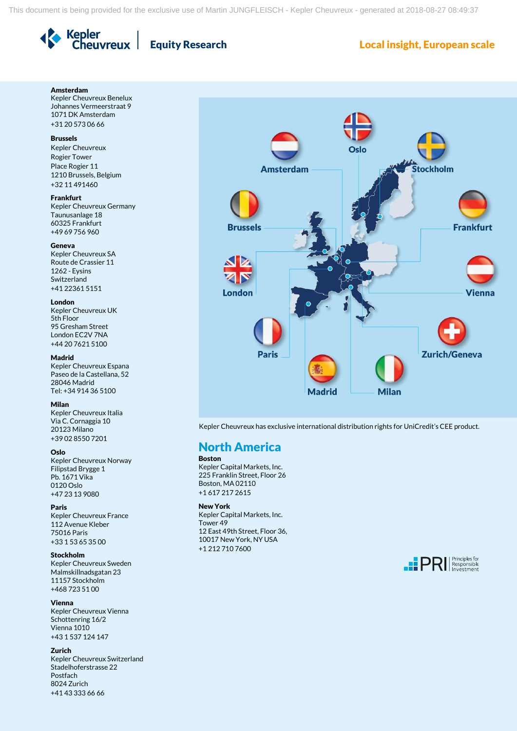Kepler Cheuvreux | Equity Research

Local insight, European scale

**Amsterdam**
Kepler Cheuvreux Benelux
Johannes Vermeerstraat 9
1071 DK Amsterdam
+31 20 573 06 66

**Brussels**
Kepler Cheuvreux
Rogier Tower
Place Rogier 11
1210 Brussels, Belgium
+32 11 491460

**Frankfurt**
Kepler Cheuvreux Germany
Taunusanlage 18
60325 Frankfurt
+49 69 756 960

**Geneva**
Kepler Cheuvreux SA
Route de Crassier 11
1262 - Eysins
Switzerland
+41 22361 5151

**London**
Kepler Cheuvreux UK
5th Floor
95 Gresham Street
London EC2V 7NA
+44 20 7621 5100

**Madrid**
Kepler Cheuvreux Espana
Paseo de la Castellana, 52
28046 Madrid
Tel: +34 914 36 5100

**Milan**
Kepler Cheuvreux Italia
Via C. Cornaggia 10
20123 Milano
+39 02 8550 7201

**Oslo**
Kepler Cheuvreux Norway
Filipstad Brygge 1
Pb. 1671 Vika
0120 Oslo
+47 23 13 9080

**Paris**
Kepler Cheuvreux France
112 Avenue Kleber
75016 Paris
+33 1 53 65 35 00

**Stockholm**
Kepler Cheuvreux Sweden
Malmskillnadsgatan 23
11157 Stockholm
+468 723 51 00

**Vienna**
Kepler Cheuvreux Vienna
Schottenring 16/2
Vienna 1010
+43 1 537 124 147

**Zurich**
Kepler Cheuvreux Switzerland
Stadelhoferstrasse 22
Postfach
8024 Zurich
+41 43 333 66 66

Oslo
Amsterdam
Stockholm
Brussels
Frankfurt
London
Vienna
Paris
Zurich/Geneva
Madrid
Milan

Kepler Cheuvreux has exclusive international distribution rights for UniCredit's CEE product.

## North America

**Boston**
Kepler Capital Markets, Inc.
225 Franklin Street, Floor 26
Boston, MA 02110
+1 617 217 2615

**New York**
Kepler Capital Markets, Inc.
Tower 49
12 East 49th Street, Floor 36,
10017 New York, NY USA
+1 212 710 7600

PRI | Principles for Responsible Investment